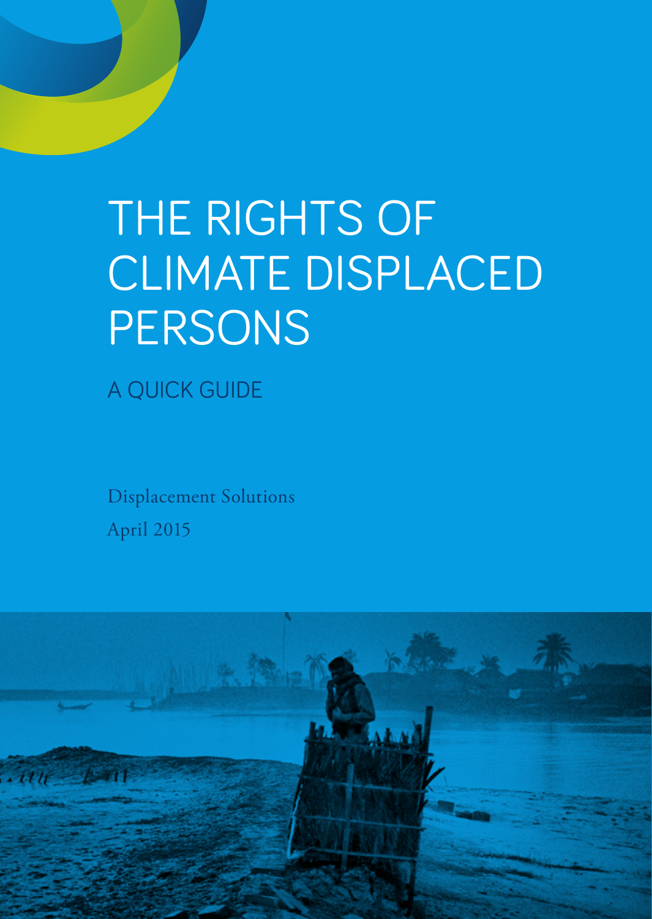# THE RIGHTS OF CLIMATE DISPLACED PERSONS

## A QUICK GUIDE

Displacement Solutions

April 2015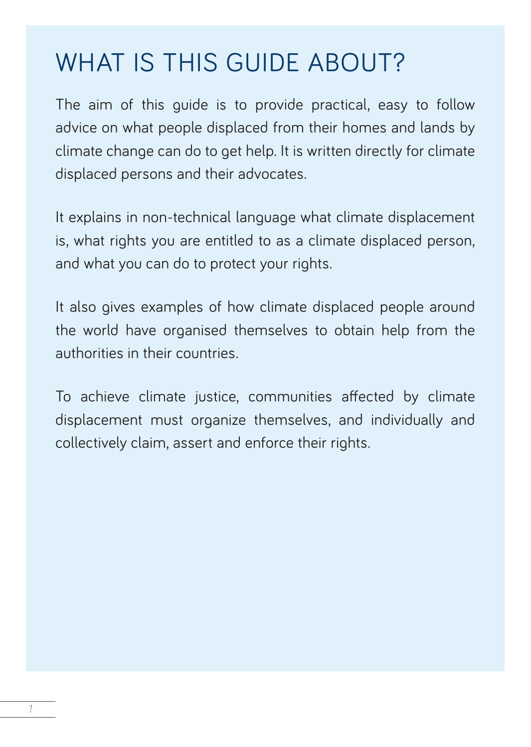# WHAT IS THIS GUIDE ABOUT?

The aim of this guide is to provide practical, easy to follow advice on what people displaced from their homes and lands by climate change can do to get help. It is written directly for climate displaced persons and their advocates.

It explains in non-technical language what climate displacement is, what rights you are entitled to as a climate displaced person, and what you can do to protect your rights.

It also gives examples of how climate displaced people around the world have organised themselves to obtain help from the authorities in their countries.

To achieve climate justice, communities affected by climate displacement must organize themselves, and individually and collectively claim, assert and enforce their rights.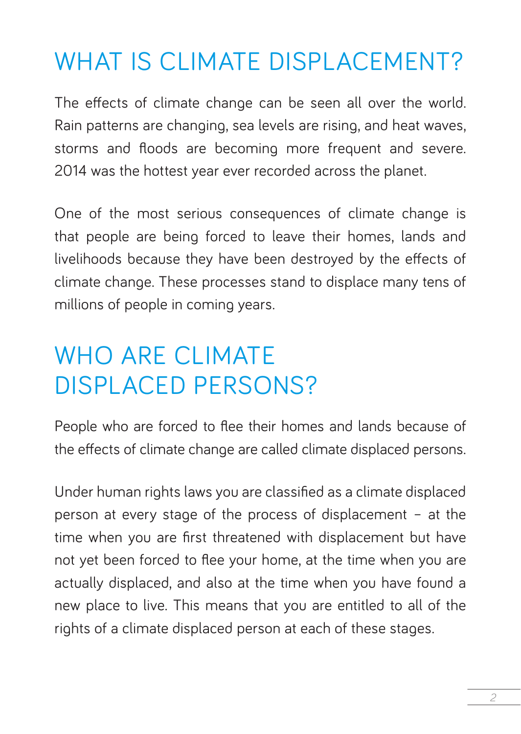## WHAT IS CLIMATE DISPLACEMENT?

The effects of climate change can be seen all over the world. Rain patterns are changing, sea levels are rising, and heat waves, storms and floods are becoming more frequent and severe. 2014 was the hottest year ever recorded across the planet.

One of the most serious consequences of climate change is that people are being forced to leave their homes, lands and livelihoods because they have been destroyed by the effects of climate change. These processes stand to displace many tens of millions of people in coming years.

## WHO ARE CLIMATE DISPLACED PERSONS?

People who are forced to flee their homes and lands because of the effects of climate change are called climate displaced persons.

Under human rights laws you are classified as a climate displaced person at every stage of the process of displacement – at the time when you are first threatened with displacement but have not yet been forced to flee your home, at the time when you are actually displaced, and also at the time when you have found a new place to live. This means that you are entitled to all of the rights of a climate displaced person at each of these stages.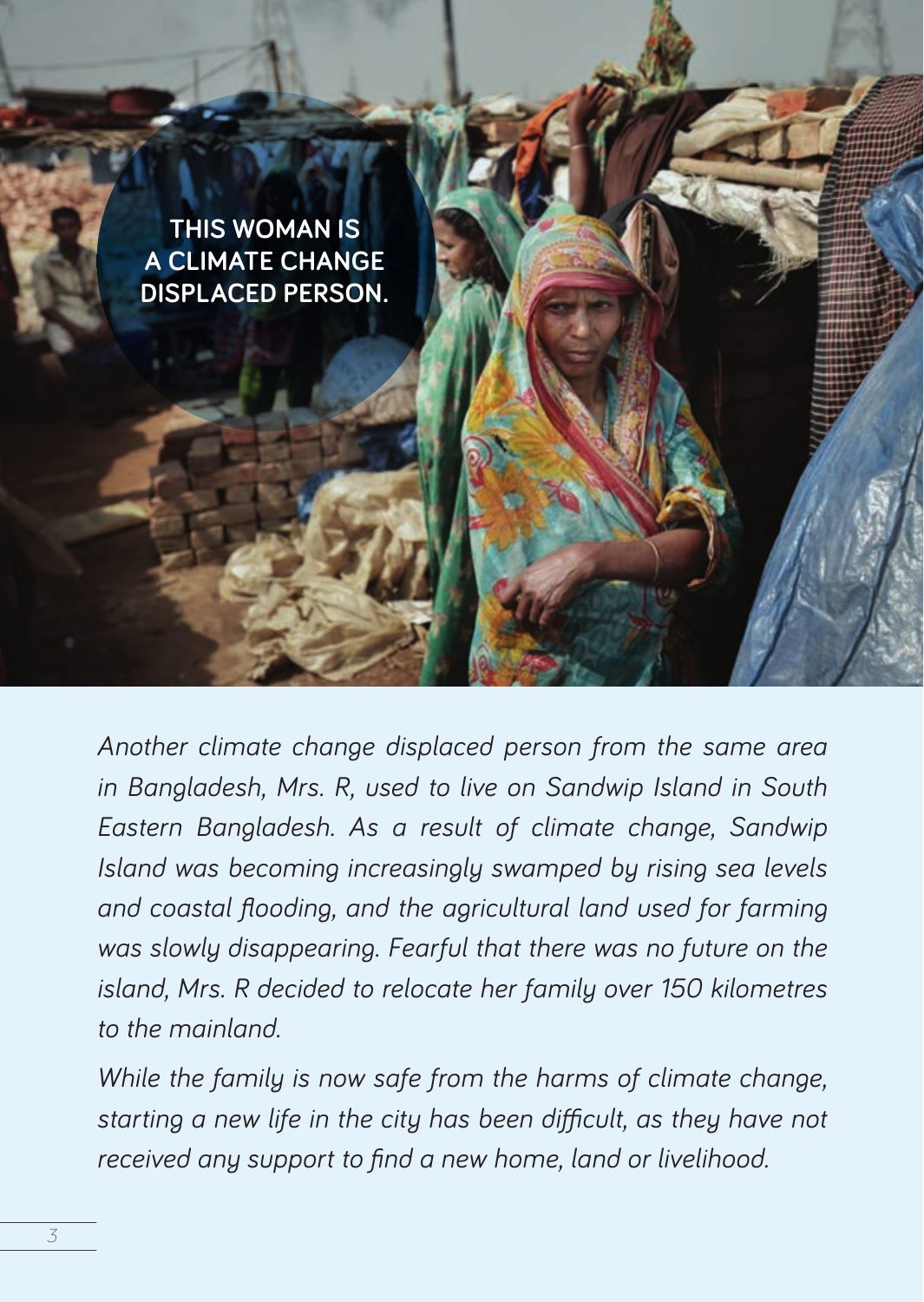**THIS WOMAN IS A CLIMATE CHANGE DISPLACED PERSON.**

*Another climate change displaced person from the same area in Bangladesh, Mrs. R, used to live on Sandwip Island in South Eastern Bangladesh. As a result of climate change, Sandwip Island was becoming increasingly swamped by rising sea levels and coastal flooding, and the agricultural land used for farming was slowly disappearing. Fearful that there was no future on the island, Mrs. R decided to relocate her family over 150 kilometres to the mainland.*

*While the family is now safe from the harms of climate change, starting a new life in the city has been difficult, as they have not received any support to find a new home, land or livelihood.*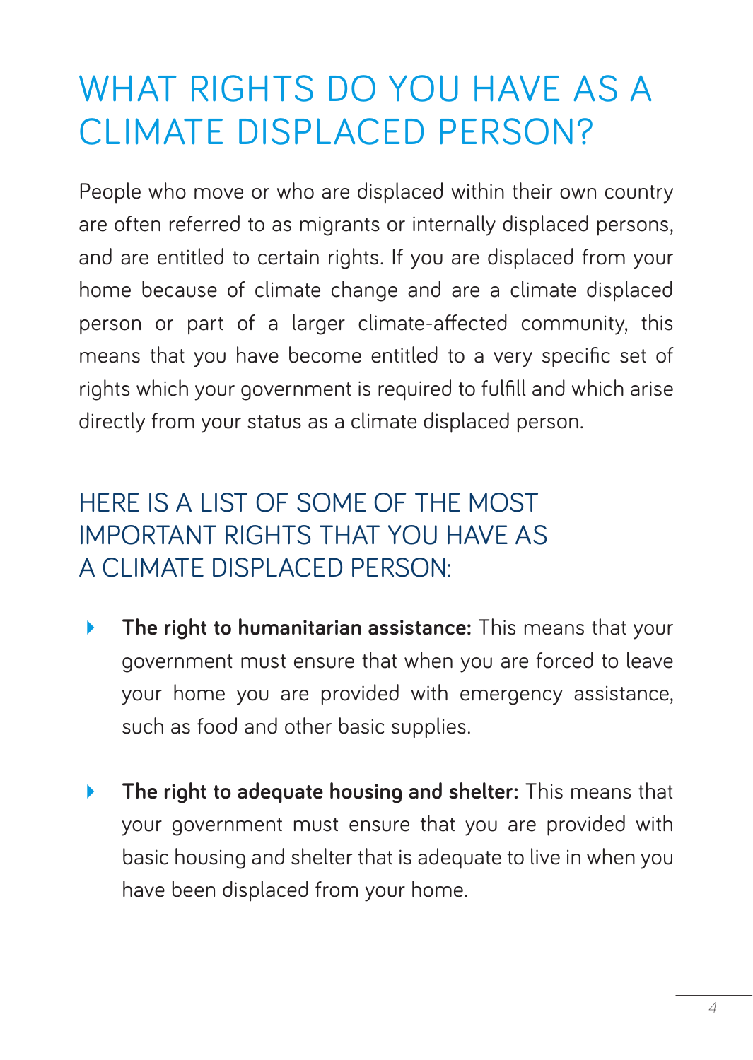# WHAT RIGHTS DO YOU HAVE AS A CLIMATE DISPLACED PERSON?

People who move or who are displaced within their own country are often referred to as migrants or internally displaced persons, and are entitled to certain rights. If you are displaced from your home because of climate change and are a climate displaced person or part of a larger climate-affected community, this means that you have become entitled to a very specific set of rights which your government is required to fulfill and which arise directly from your status as a climate displaced person.

## HERE IS A LIST OF SOME OF THE MOST IMPORTANT RIGHTS THAT YOU HAVE AS A CLIMATE DISPLACED PERSON:

- **The right to humanitarian assistance:** This means that your government must ensure that when you are forced to leave your home you are provided with emergency assistance, such as food and other basic supplies.

- **The right to adequate housing and shelter:** This means that your government must ensure that you are provided with basic housing and shelter that is adequate to live in when you have been displaced from your home.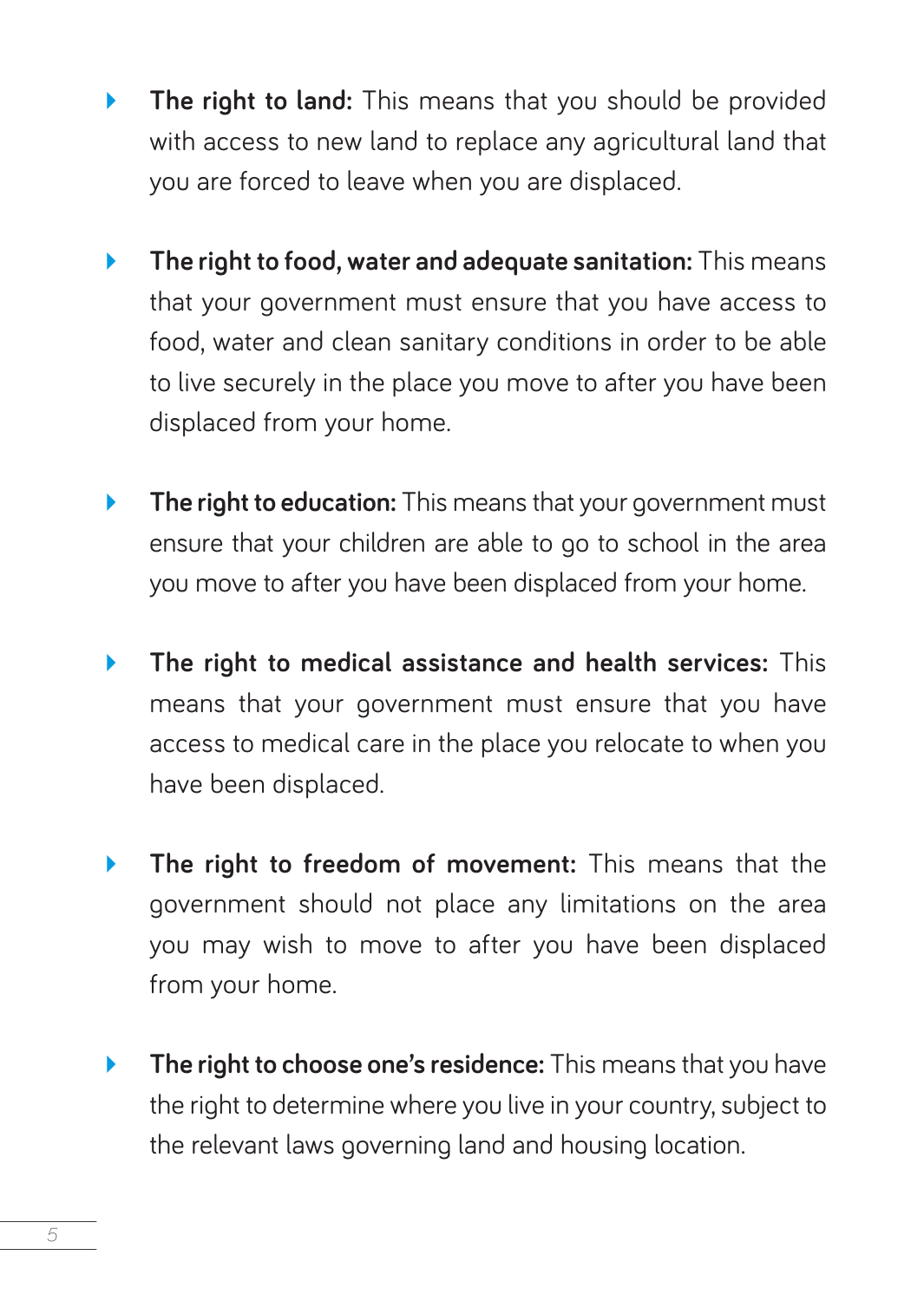- **The right to land:** This means that you should be provided with access to new land to replace any agricultural land that you are forced to leave when you are displaced.

- **The right to food, water and adequate sanitation:** This means that your government must ensure that you have access to food, water and clean sanitary conditions in order to be able to live securely in the place you move to after you have been displaced from your home.

- **The right to education:** This means that your government must ensure that your children are able to go to school in the area you move to after you have been displaced from your home.

- **The right to medical assistance and health services:** This means that your government must ensure that you have access to medical care in the place you relocate to when you have been displaced.

- **The right to freedom of movement:** This means that the government should not place any limitations on the area you may wish to move to after you have been displaced from your home.

- **The right to choose one's residence:** This means that you have the right to determine where you live in your country, subject to the relevant laws governing land and housing location.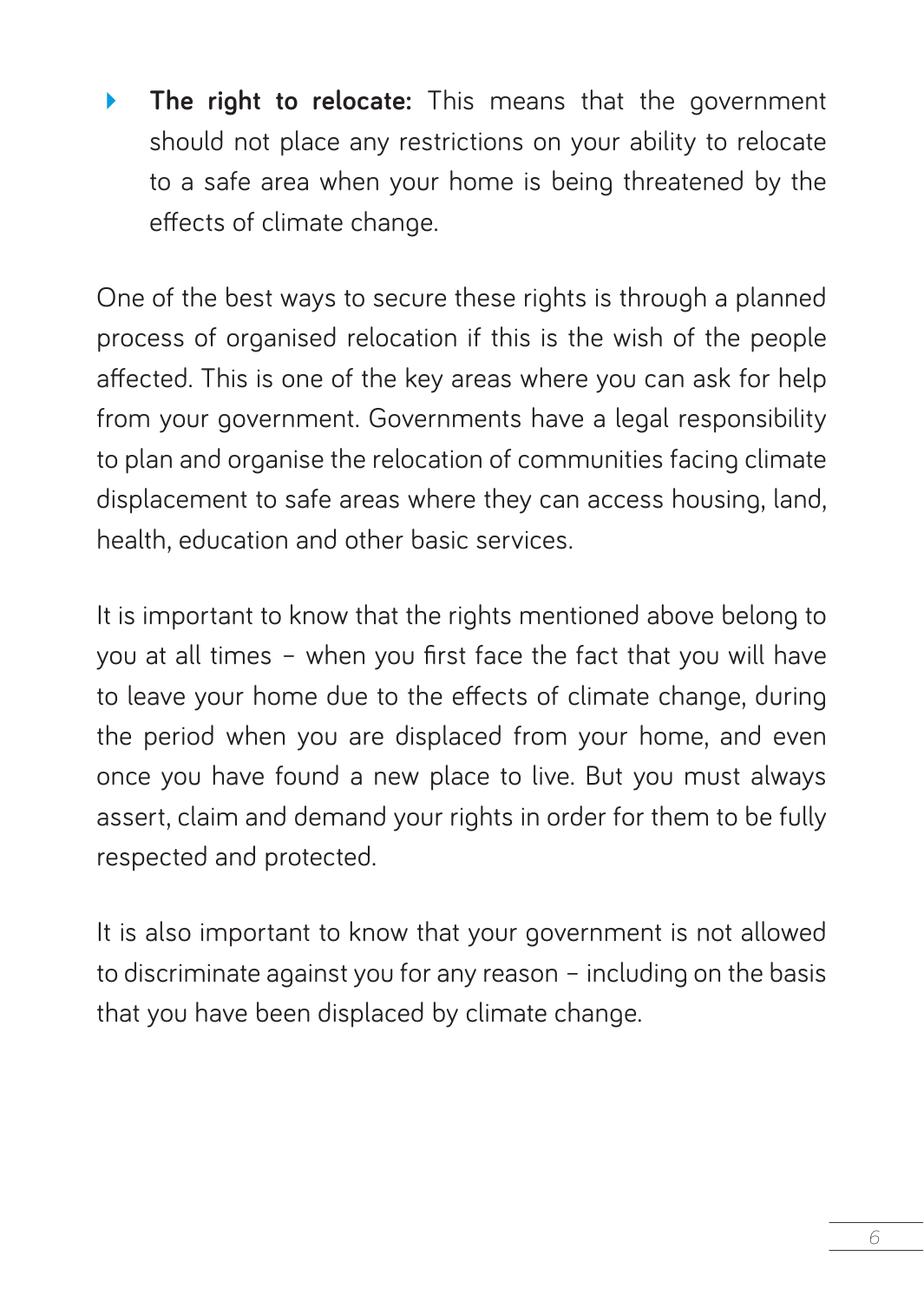- **The right to relocate:** This means that the government should not place any restrictions on your ability to relocate to a safe area when your home is being threatened by the effects of climate change.

One of the best ways to secure these rights is through a planned process of organised relocation if this is the wish of the people affected. This is one of the key areas where you can ask for help from your government. Governments have a legal responsibility to plan and organise the relocation of communities facing climate displacement to safe areas where they can access housing, land, health, education and other basic services.

It is important to know that the rights mentioned above belong to you at all times – when you first face the fact that you will have to leave your home due to the effects of climate change, during the period when you are displaced from your home, and even once you have found a new place to live. But you must always assert, claim and demand your rights in order for them to be fully respected and protected.

It is also important to know that your government is not allowed to discriminate against you for any reason – including on the basis that you have been displaced by climate change.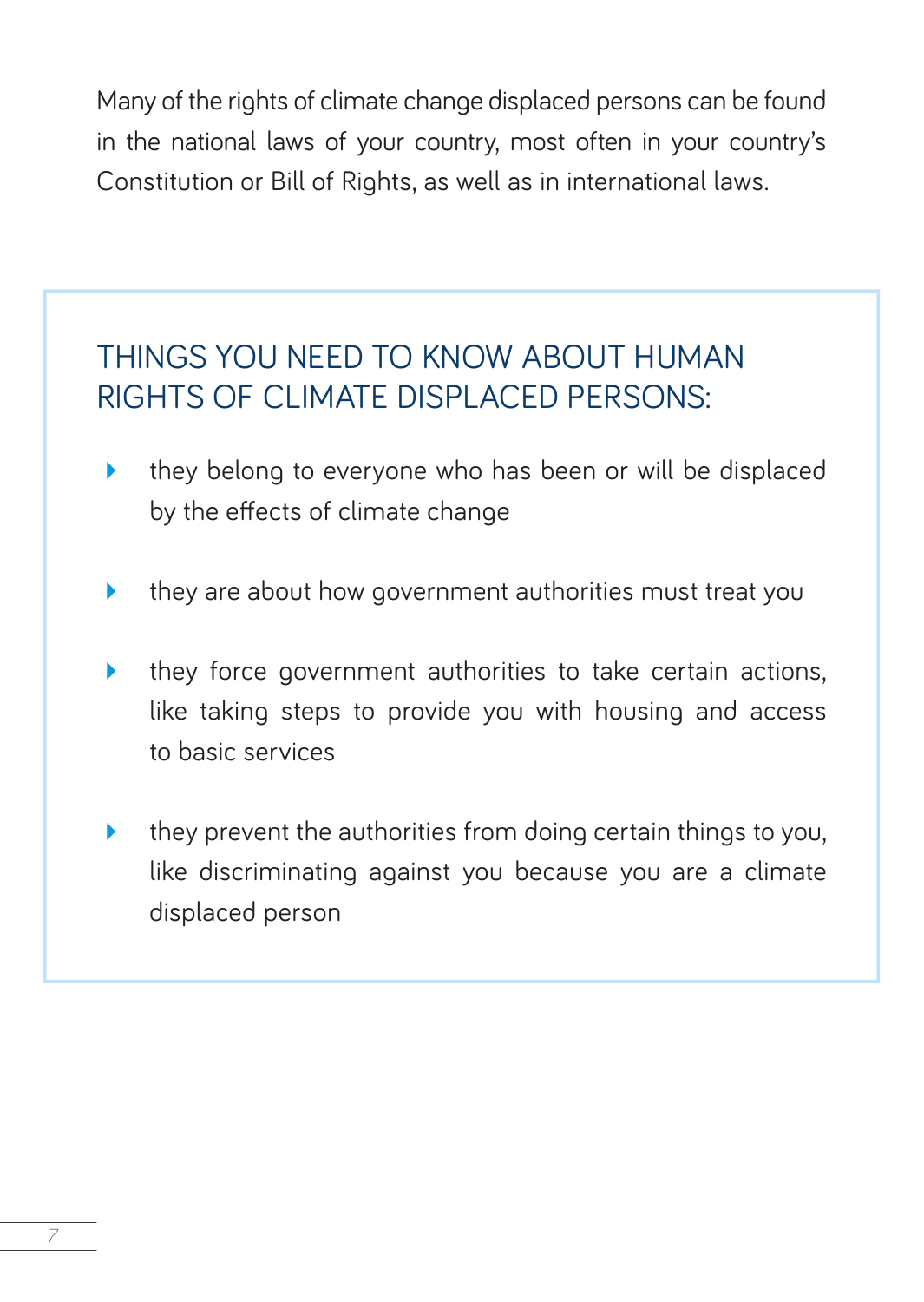Many of the rights of climate change displaced persons can be found in the national laws of your country, most often in your country's Constitution or Bill of Rights, as well as in international laws.

## THINGS YOU NEED TO KNOW ABOUT HUMAN RIGHTS OF CLIMATE DISPLACED PERSONS:

- they belong to everyone who has been or will be displaced by the effects of climate change
- they are about how government authorities must treat you
- they force government authorities to take certain actions, like taking steps to provide you with housing and access to basic services
- they prevent the authorities from doing certain things to you, like discriminating against you because you are a climate displaced person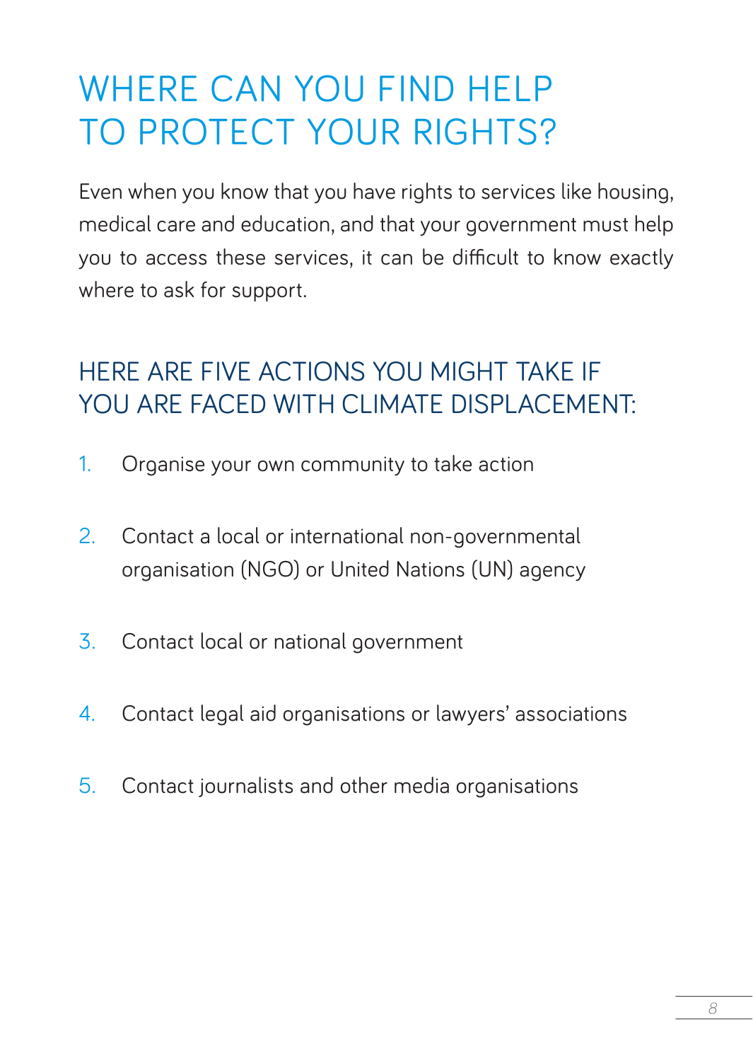# WHERE CAN YOU FIND HELP TO PROTECT YOUR RIGHTS?

Even when you know that you have rights to services like housing, medical care and education, and that your government must help you to access these services, it can be difficult to know exactly where to ask for support.

## HERE ARE FIVE ACTIONS YOU MIGHT TAKE IF YOU ARE FACED WITH CLIMATE DISPLACEMENT:

1. Organise your own community to take action
2. Contact a local or international non-governmental organisation (NGO) or United Nations (UN) agency
3. Contact local or national government
4. Contact legal aid organisations or lawyers' associations
5. Contact journalists and other media organisations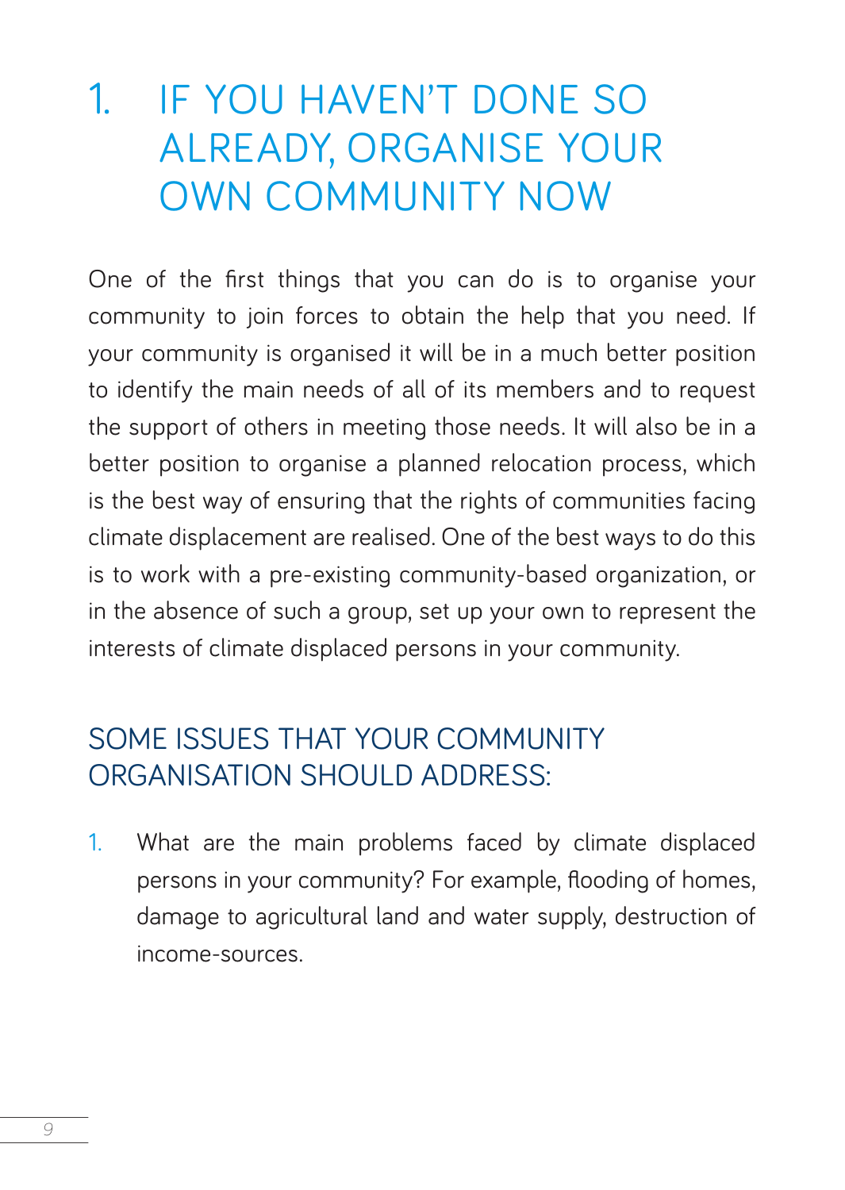# 1. IF YOU HAVEN'T DONE SO ALREADY, ORGANISE YOUR OWN COMMUNITY NOW

One of the first things that you can do is to organise your community to join forces to obtain the help that you need. If your community is organised it will be in a much better position to identify the main needs of all of its members and to request the support of others in meeting those needs. It will also be in a better position to organise a planned relocation process, which is the best way of ensuring that the rights of communities facing climate displacement are realised. One of the best ways to do this is to work with a pre-existing community-based organization, or in the absence of such a group, set up your own to represent the interests of climate displaced persons in your community.

## SOME ISSUES THAT YOUR COMMUNITY ORGANISATION SHOULD ADDRESS:

1. What are the main problems faced by climate displaced persons in your community? For example, flooding of homes, damage to agricultural land and water supply, destruction of income-sources.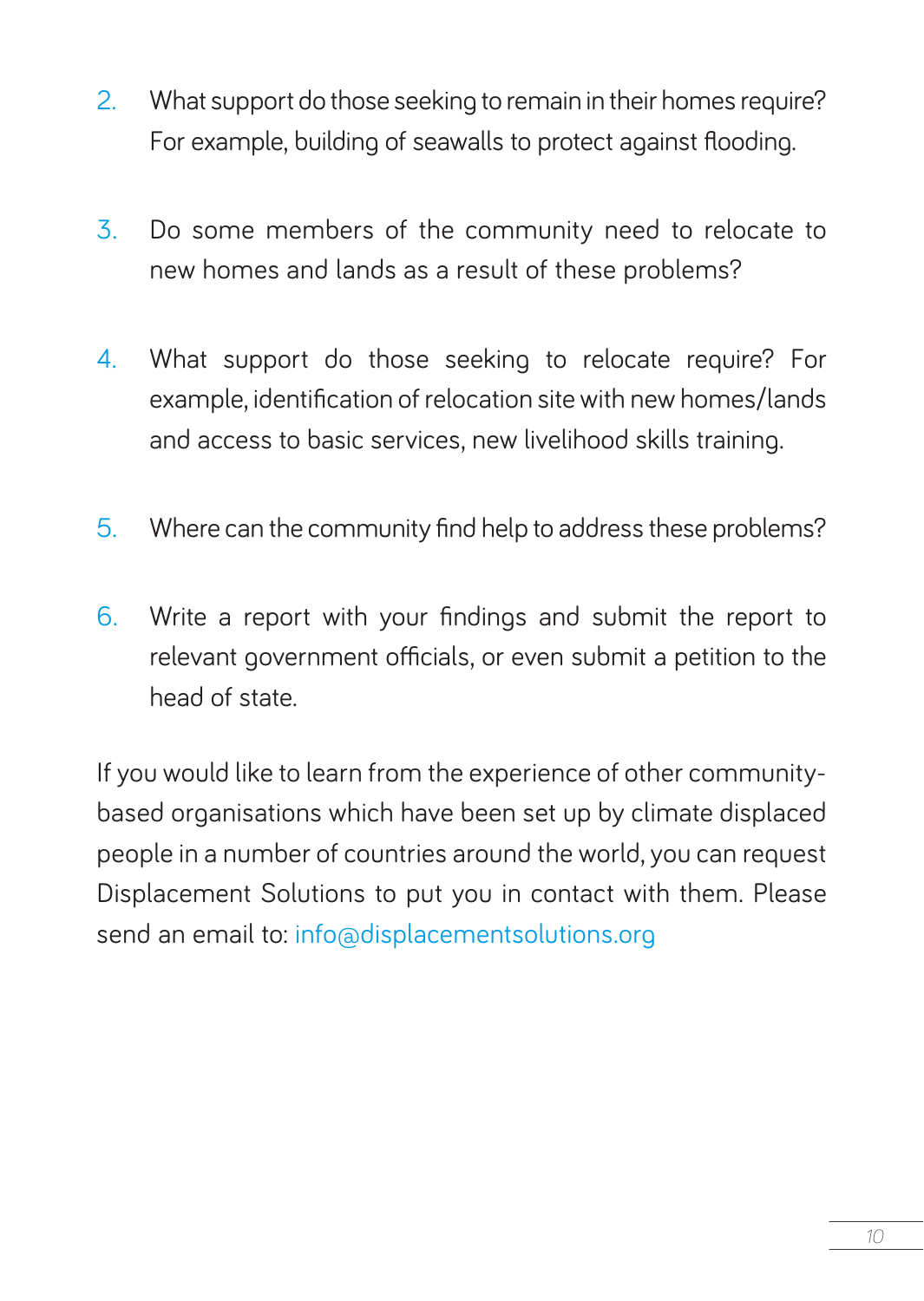2. What support do those seeking to remain in their homes require? For example, building of seawalls to protect against flooding.

3. Do some members of the community need to relocate to new homes and lands as a result of these problems?

4. What support do those seeking to relocate require? For example, identification of relocation site with new homes/lands and access to basic services, new livelihood skills training.

5. Where can the community find help to address these problems?

6. Write a report with your findings and submit the report to relevant government officials, or even submit a petition to the head of state.

If you would like to learn from the experience of other community-based organisations which have been set up by climate displaced people in a number of countries around the world, you can request Displacement Solutions to put you in contact with them. Please send an email to: info@displacementsolutions.org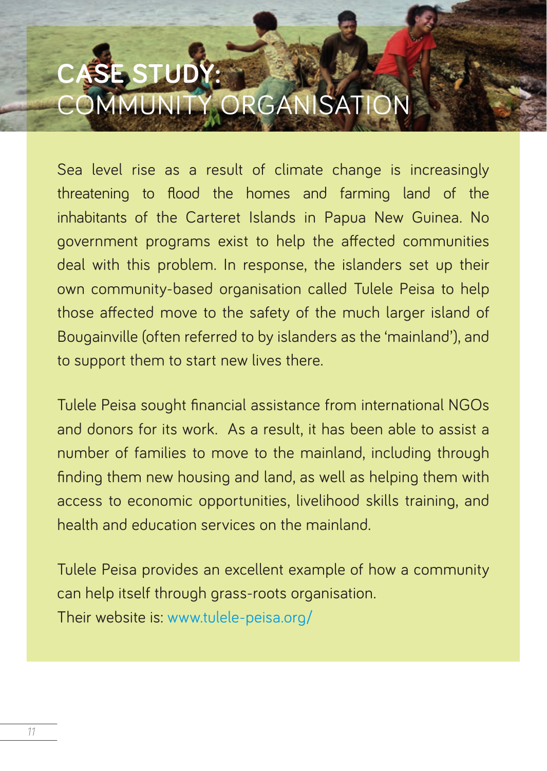# CASE STUDY: COMMUNITY ORGANISATION

Sea level rise as a result of climate change is increasingly threatening to flood the homes and farming land of the inhabitants of the Carteret Islands in Papua New Guinea. No government programs exist to help the affected communities deal with this problem. In response, the islanders set up their own community-based organisation called Tulele Peisa to help those affected move to the safety of the much larger island of Bougainville (often referred to by islanders as the 'mainland'), and to support them to start new lives there.

Tulele Peisa sought financial assistance from international NGOs and donors for its work. As a result, it has been able to assist a number of families to move to the mainland, including through finding them new housing and land, as well as helping them with access to economic opportunities, livelihood skills training, and health and education services on the mainland.

Tulele Peisa provides an excellent example of how a community can help itself through grass-roots organisation.
Their website is: www.tulele-peisa.org/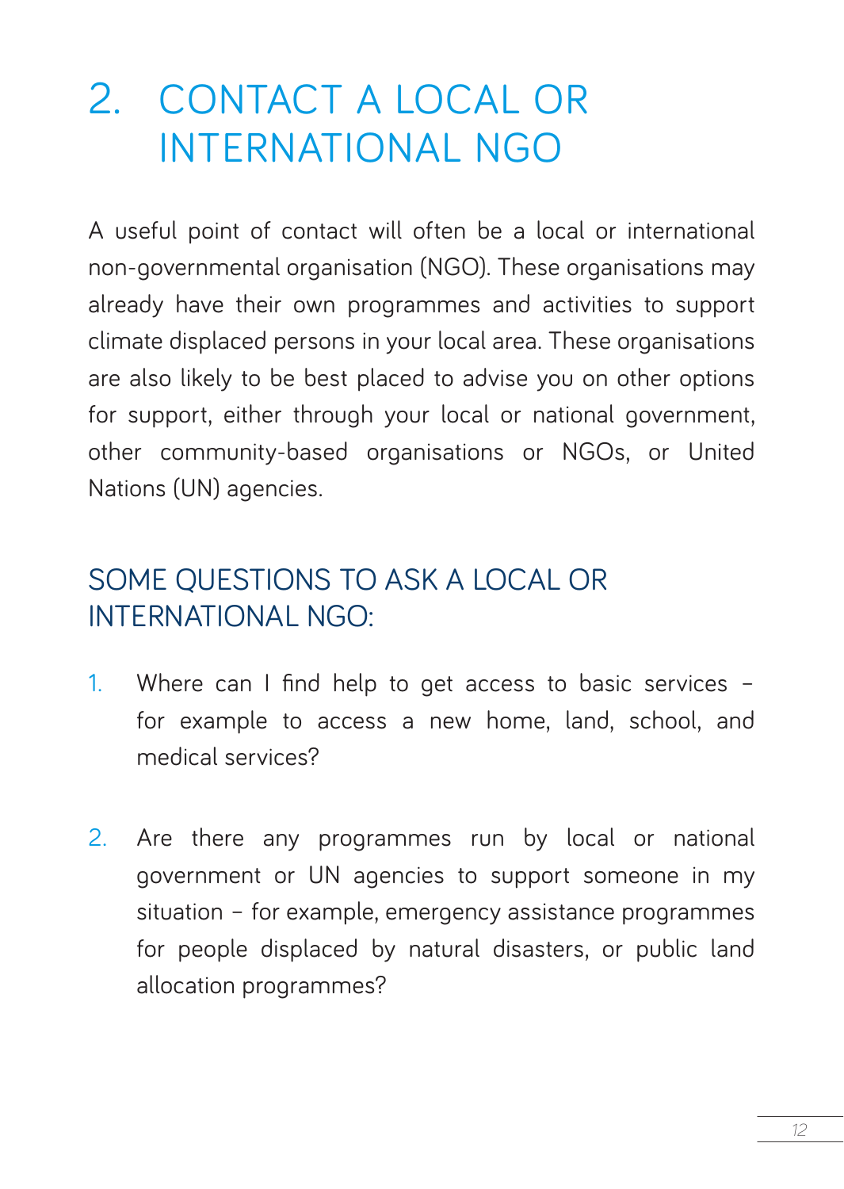# 2. CONTACT A LOCAL OR INTERNATIONAL NGO

A useful point of contact will often be a local or international non-governmental organisation (NGO). These organisations may already have their own programmes and activities to support climate displaced persons in your local area. These organisations are also likely to be best placed to advise you on other options for support, either through your local or national government, other community-based organisations or NGOs, or United Nations (UN) agencies.

## SOME QUESTIONS TO ASK A LOCAL OR INTERNATIONAL NGO:

1. Where can I find help to get access to basic services – for example to access a new home, land, school, and medical services?

2. Are there any programmes run by local or national government or UN agencies to support someone in my situation – for example, emergency assistance programmes for people displaced by natural disasters, or public land allocation programmes?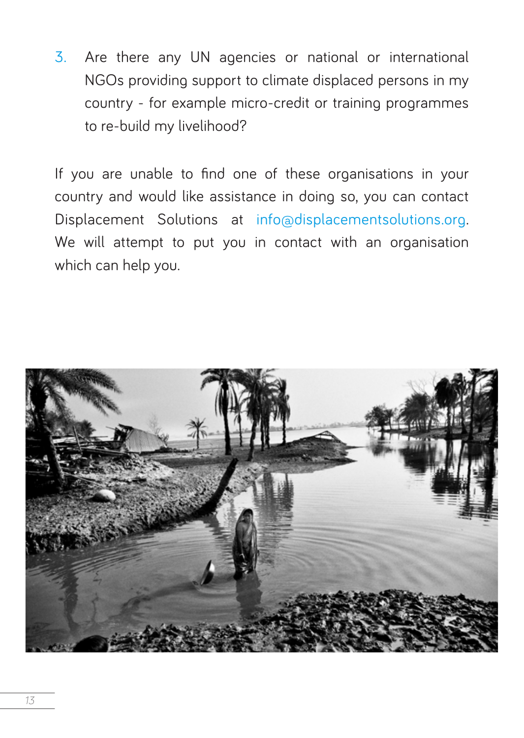3. Are there any UN agencies or national or international NGOs providing support to climate displaced persons in my country - for example micro-credit or training programmes to re-build my livelihood?

If you are unable to find one of these organisations in your country and would like assistance in doing so, you can contact Displacement Solutions at info@displacementsolutions.org. We will attempt to put you in contact with an organisation which can help you.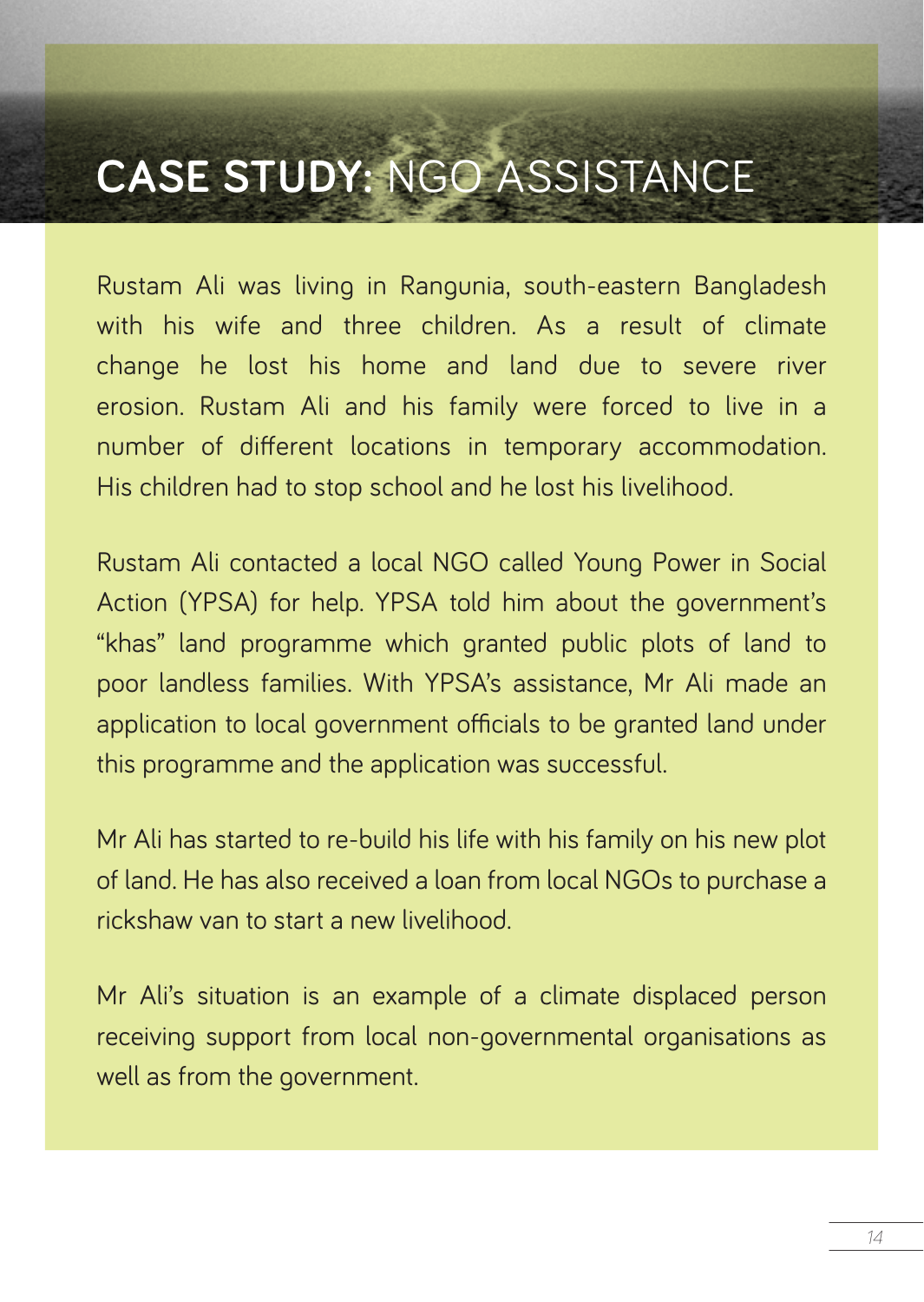# **CASE STUDY:** NGO ASSISTANCE

Rustam Ali was living in Rangunia, south-eastern Bangladesh with his wife and three children. As a result of climate change he lost his home and land due to severe river erosion. Rustam Ali and his family were forced to live in a number of different locations in temporary accommodation. His children had to stop school and he lost his livelihood.

Rustam Ali contacted a local NGO called Young Power in Social Action (YPSA) for help. YPSA told him about the government's "khas" land programme which granted public plots of land to poor landless families. With YPSA's assistance, Mr Ali made an application to local government officials to be granted land under this programme and the application was successful.

Mr Ali has started to re-build his life with his family on his new plot of land. He has also received a loan from local NGOs to purchase a rickshaw van to start a new livelihood.

Mr Ali's situation is an example of a climate displaced person receiving support from local non-governmental organisations as well as from the government.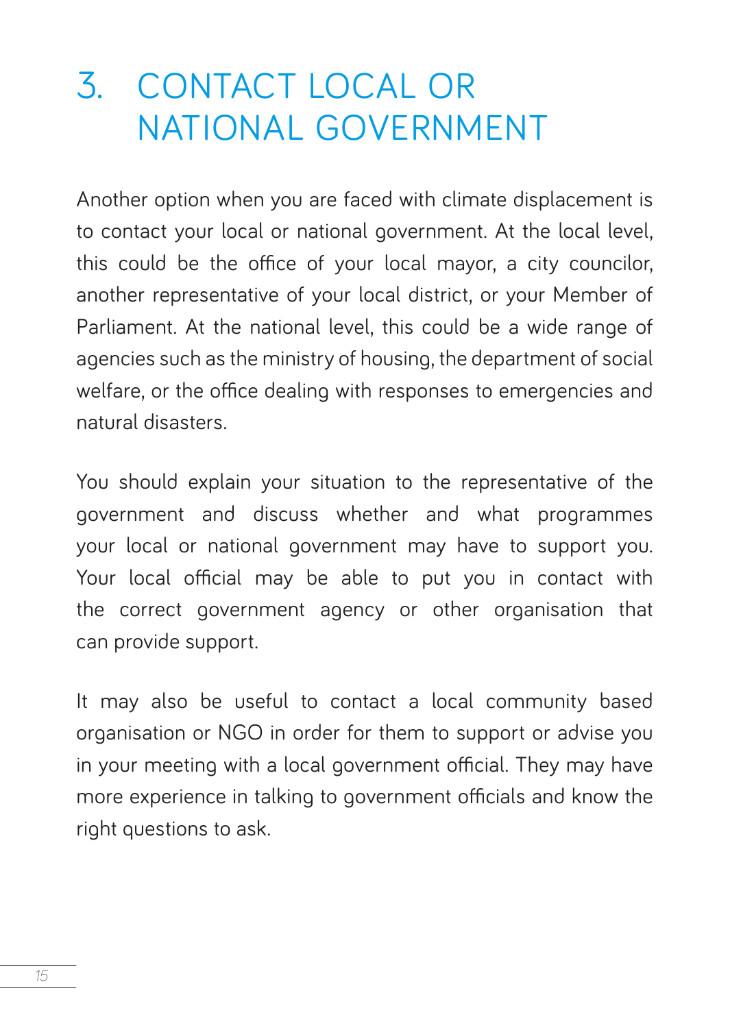# 3. CONTACT LOCAL OR NATIONAL GOVERNMENT

Another option when you are faced with climate displacement is to contact your local or national government. At the local level, this could be the office of your local mayor, a city councilor, another representative of your local district, or your Member of Parliament. At the national level, this could be a wide range of agencies such as the ministry of housing, the department of social welfare, or the office dealing with responses to emergencies and natural disasters.

You should explain your situation to the representative of the government and discuss whether and what programmes your local or national government may have to support you. Your local official may be able to put you in contact with the correct government agency or other organisation that can provide support.

It may also be useful to contact a local community based organisation or NGO in order for them to support or advise you in your meeting with a local government official. They may have more experience in talking to government officials and know the right questions to ask.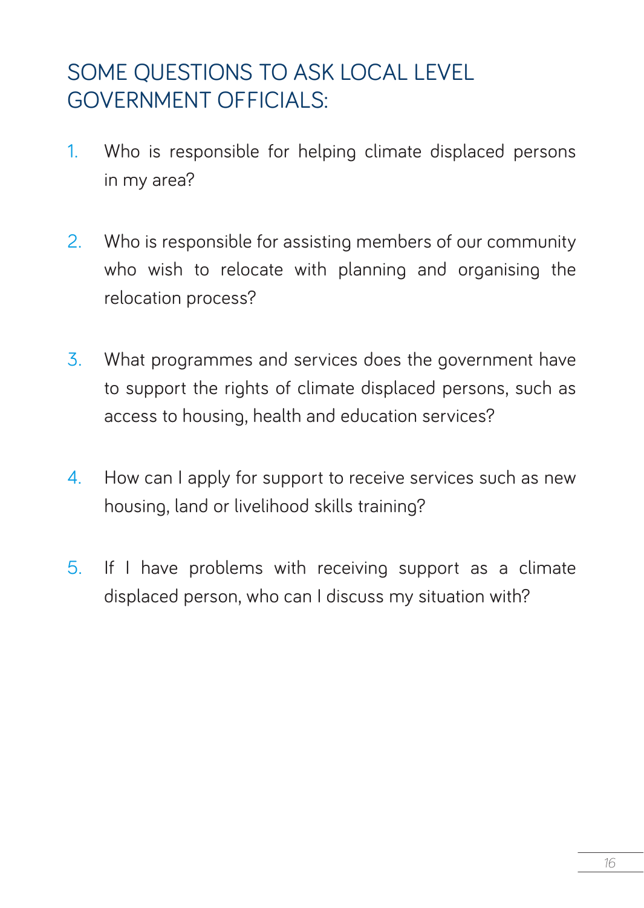## SOME QUESTIONS TO ASK LOCAL LEVEL GOVERNMENT OFFICIALS:

1. Who is responsible for helping climate displaced persons in my area?

2. Who is responsible for assisting members of our community who wish to relocate with planning and organising the relocation process?

3. What programmes and services does the government have to support the rights of climate displaced persons, such as access to housing, health and education services?

4. How can I apply for support to receive services such as new housing, land or livelihood skills training?

5. If I have problems with receiving support as a climate displaced person, who can I discuss my situation with?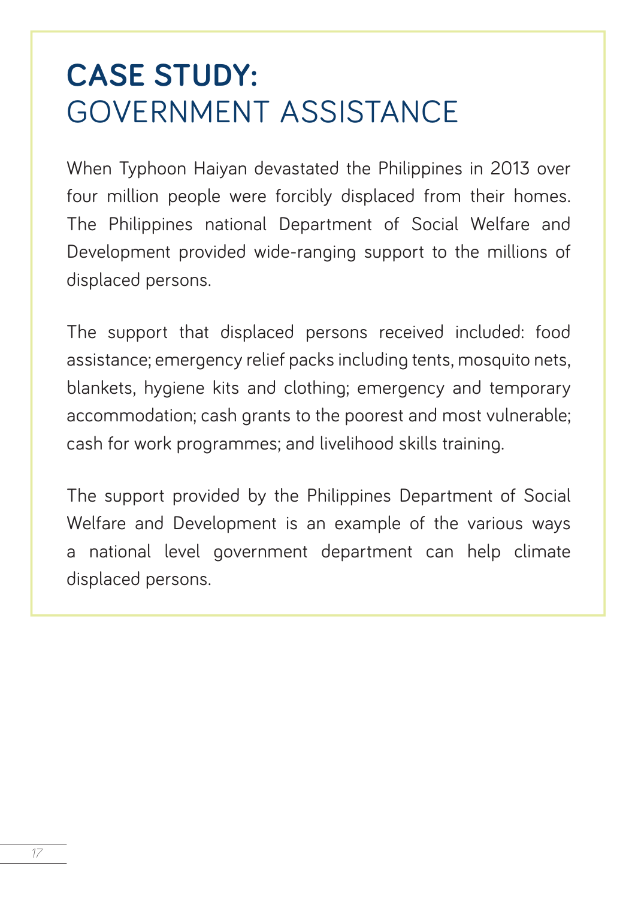# **CASE STUDY:** GOVERNMENT ASSISTANCE

When Typhoon Haiyan devastated the Philippines in 2013 over four million people were forcibly displaced from their homes. The Philippines national Department of Social Welfare and Development provided wide-ranging support to the millions of displaced persons.

The support that displaced persons received included: food assistance; emergency relief packs including tents, mosquito nets, blankets, hygiene kits and clothing; emergency and temporary accommodation; cash grants to the poorest and most vulnerable; cash for work programmes; and livelihood skills training.

The support provided by the Philippines Department of Social Welfare and Development is an example of the various ways a national level government department can help climate displaced persons.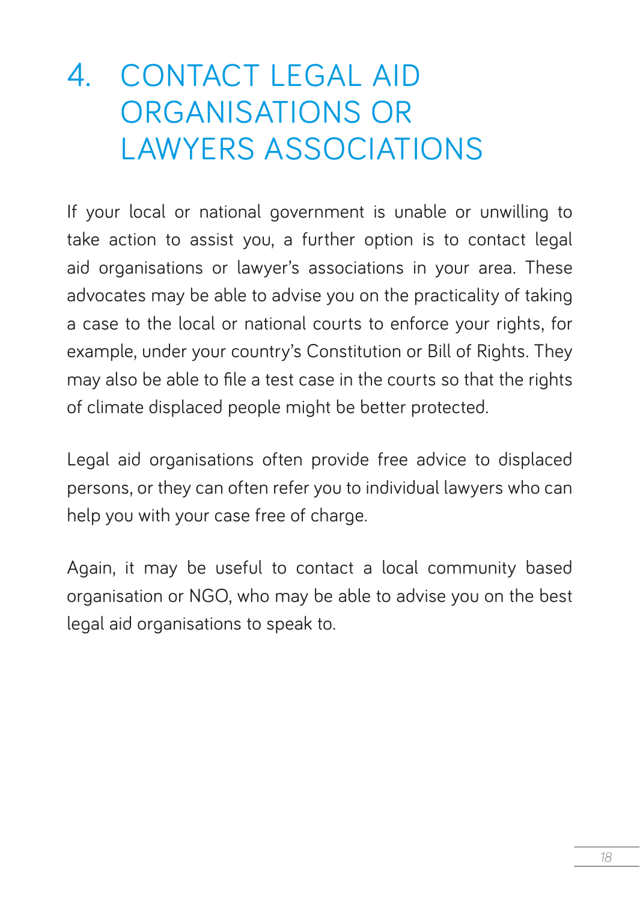# 4. CONTACT LEGAL AID ORGANISATIONS OR LAWYERS ASSOCIATIONS

If your local or national government is unable or unwilling to take action to assist you, a further option is to contact legal aid organisations or lawyer's associations in your area. These advocates may be able to advise you on the practicality of taking a case to the local or national courts to enforce your rights, for example, under your country's Constitution or Bill of Rights. They may also be able to file a test case in the courts so that the rights of climate displaced people might be better protected.

Legal aid organisations often provide free advice to displaced persons, or they can often refer you to individual lawyers who can help you with your case free of charge.

Again, it may be useful to contact a local community based organisation or NGO, who may be able to advise you on the best legal aid organisations to speak to.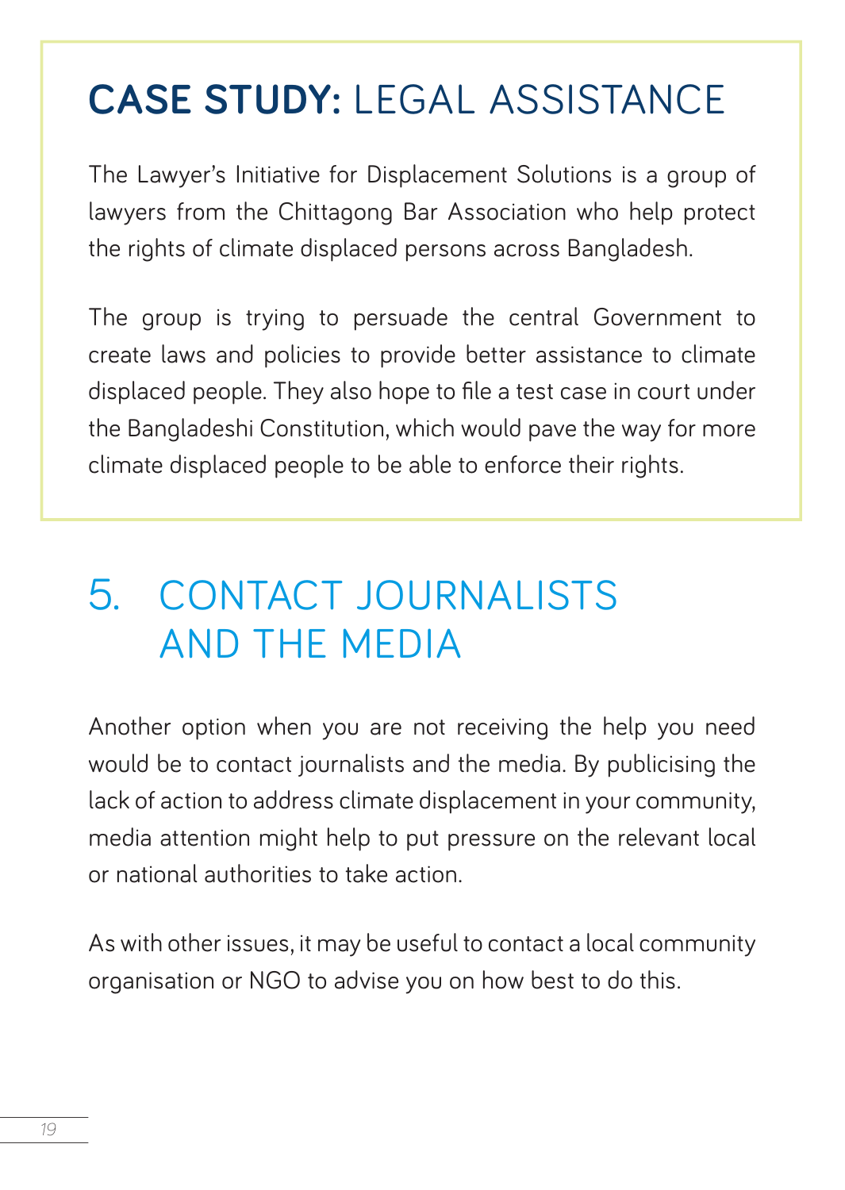## **CASE STUDY:** LEGAL ASSISTANCE

The Lawyer's Initiative for Displacement Solutions is a group of lawyers from the Chittagong Bar Association who help protect the rights of climate displaced persons across Bangladesh.

The group is trying to persuade the central Government to create laws and policies to provide better assistance to climate displaced people. They also hope to file a test case in court under the Bangladeshi Constitution, which would pave the way for more climate displaced people to be able to enforce their rights.

## 5. CONTACT JOURNALISTS AND THE MEDIA

Another option when you are not receiving the help you need would be to contact journalists and the media. By publicising the lack of action to address climate displacement in your community, media attention might help to put pressure on the relevant local or national authorities to take action.

As with other issues, it may be useful to contact a local community organisation or NGO to advise you on how best to do this.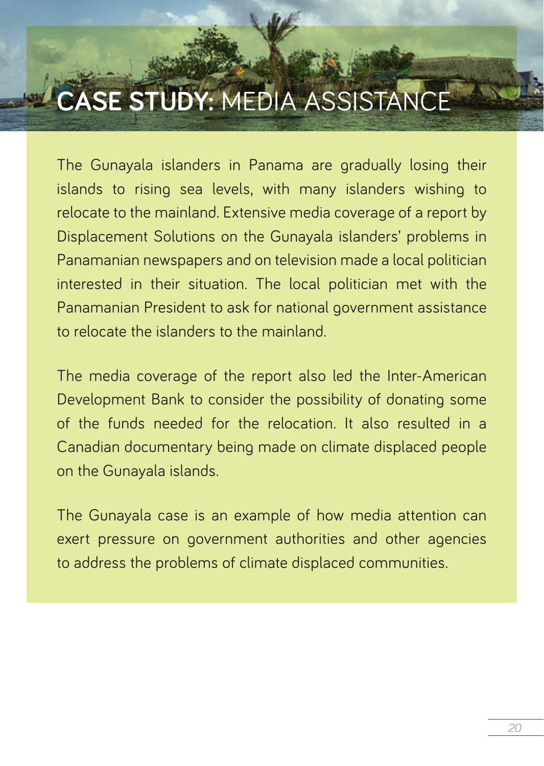# **CASE STUDY:** MEDIA ASSISTANCE

The Gunayala islanders in Panama are gradually losing their islands to rising sea levels, with many islanders wishing to relocate to the mainland. Extensive media coverage of a report by Displacement Solutions on the Gunayala islanders' problems in Panamanian newspapers and on television made a local politician interested in their situation. The local politician met with the Panamanian President to ask for national government assistance to relocate the islanders to the mainland.

The media coverage of the report also led the Inter-American Development Bank to consider the possibility of donating some of the funds needed for the relocation. It also resulted in a Canadian documentary being made on climate displaced people on the Gunayala islands.

The Gunayala case is an example of how media attention can exert pressure on government authorities and other agencies to address the problems of climate displaced communities.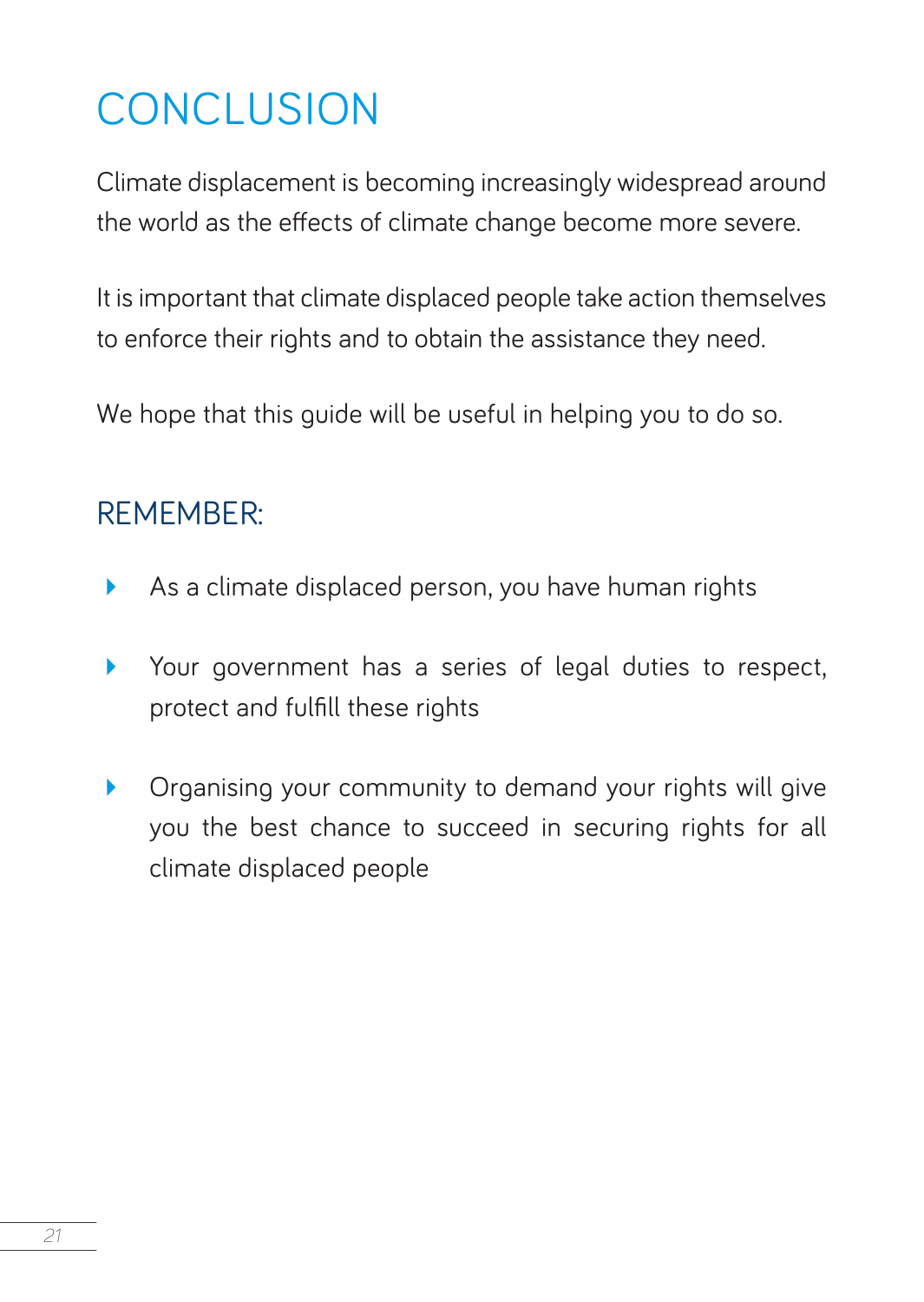# CONCLUSION

Climate displacement is becoming increasingly widespread around the world as the effects of climate change become more severe.

It is important that climate displaced people take action themselves to enforce their rights and to obtain the assistance they need.

We hope that this guide will be useful in helping you to do so.

## REMEMBER:

- As a climate displaced person, you have human rights
- Your government has a series of legal duties to respect, protect and fulfill these rights
- Organising your community to demand your rights will give you the best chance to succeed in securing rights for all climate displaced people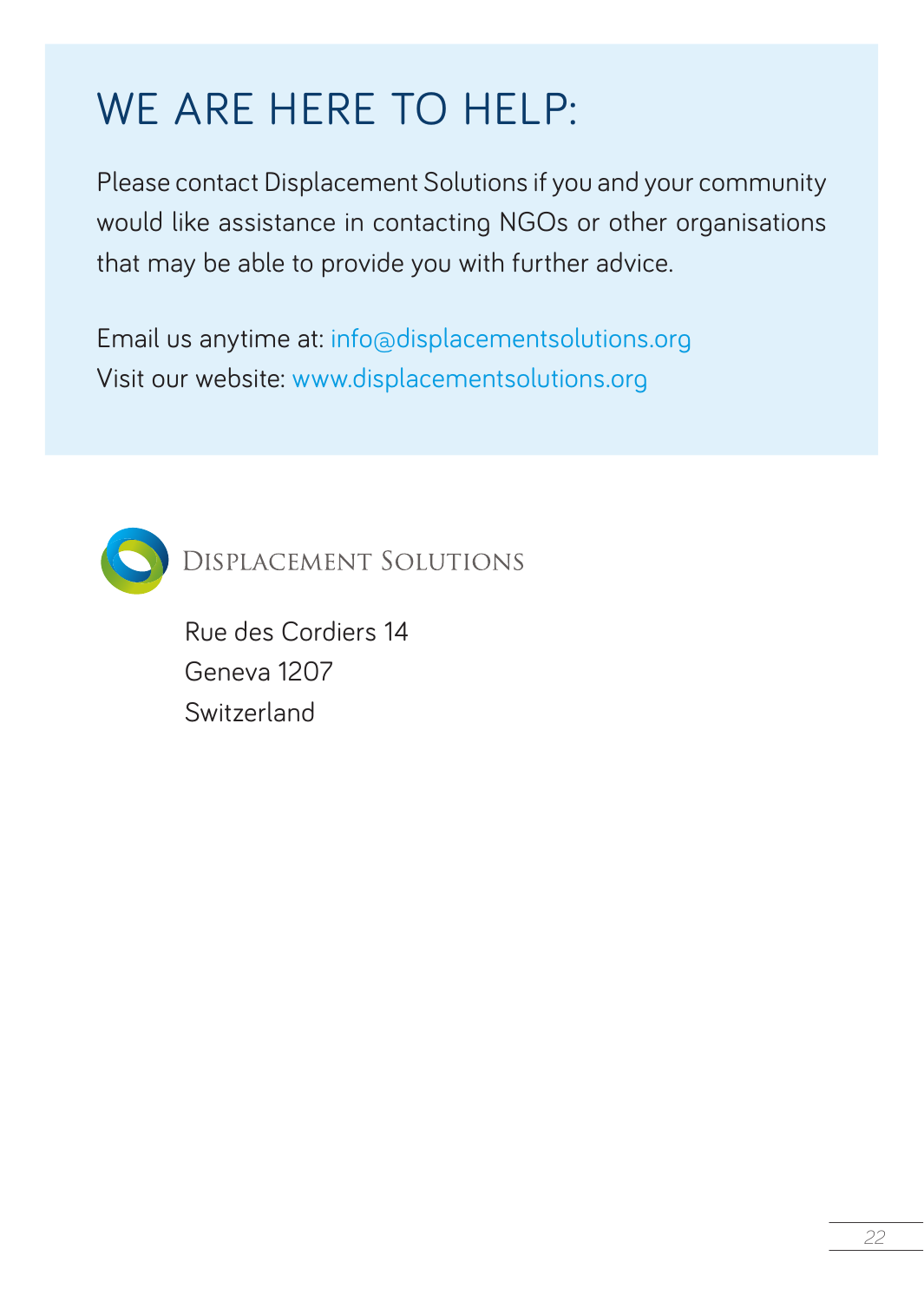# WE ARE HERE TO HELP:

Please contact Displacement Solutions if you and your community would like assistance in contacting NGOs or other organisations that may be able to provide you with further advice.

Email us anytime at: info@displacementsolutions.org
Visit our website: www.displacementsolutions.org

DISPLACEMENT SOLUTIONS

Rue des Cordiers 14
Geneva 1207
Switzerland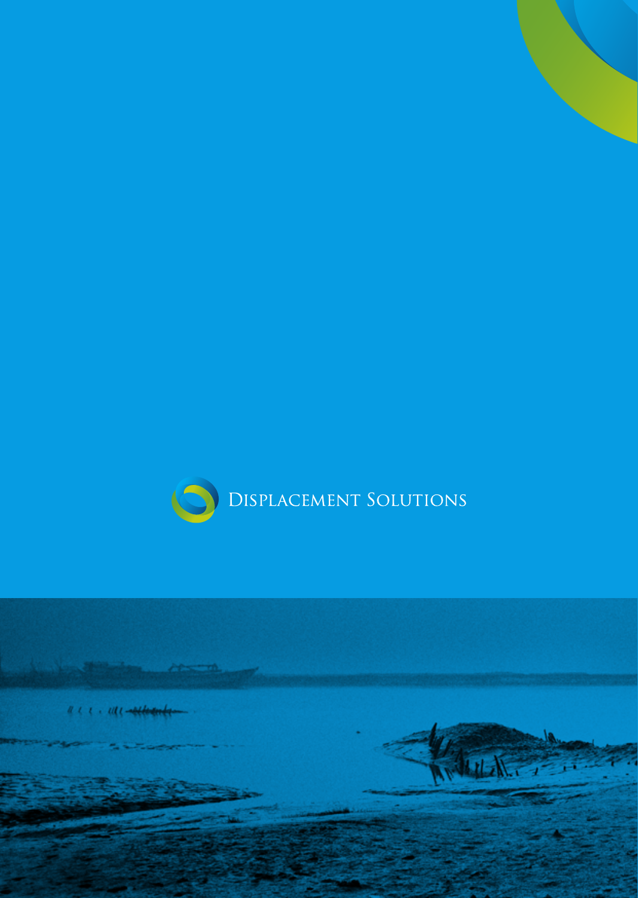Displacement Solutions